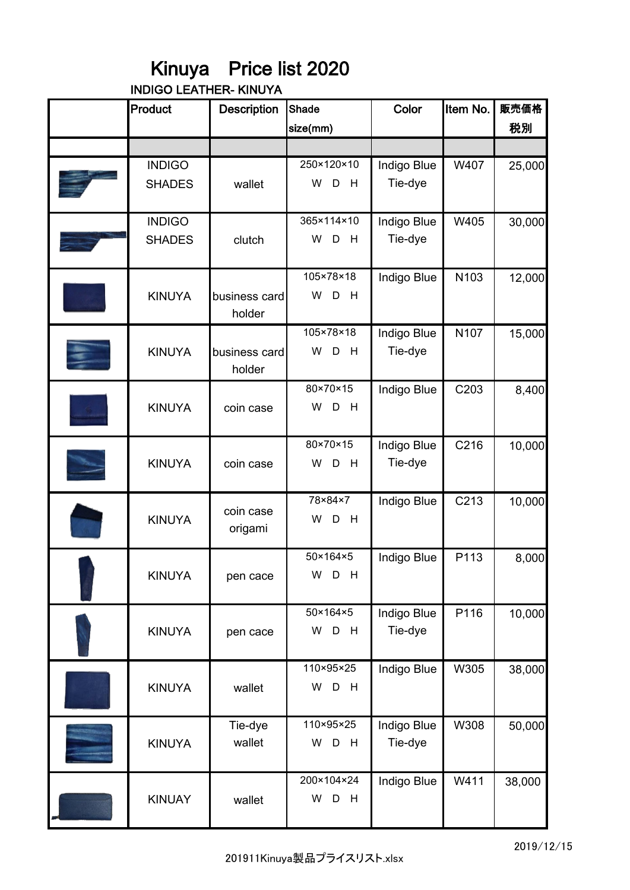# Kinuya　Price list 2020

INDIGO LEATHER- KINUYA

| | Product | Description | Shade size(mm) | Color | Item No. | 販売価格 税別 |
|---|---|---|---|---|---|---|
| | | | | | | |
| | INDIGO SHADES | wallet | 250×120×10 W D H | Indigo Blue Tie-dye | W407 | 25,000 |
| | INDIGO SHADES | clutch | 365×114×10 W D H | Indigo Blue Tie-dye | W405 | 30,000 |
| | KINUYA | business card holder | 105×78×18 W D H | Indigo Blue | N103 | 12,000 |
| | KINUYA | business card holder | 105×78×18 W D H | Indigo Blue Tie-dye | N107 | 15,000 |
| | KINUYA | coin case | 80×70×15 W D H | Indigo Blue | C203 | 8,400 |
| | KINUYA | coin case | 80×70×15 W D H | Indigo Blue Tie-dye | C216 | 10,000 |
| | KINUYA | coin case origami | 78×84×7 W D H | Indigo Blue | C213 | 10,000 |
| | KINUYA | pen cace | 50×164×5 W D H | Indigo Blue | P113 | 8,000 |
| | KINUYA | pen cace | 50×164×5 W D H | Indigo Blue Tie-dye | P116 | 10,000 |
| | KINUYA | wallet | 110×95×25 W D H | Indigo Blue | W305 | 38,000 |
| | KINUYA | Tie-dye wallet | 110×95×25 W D H | Indigo Blue Tie-dye | W308 | 50,000 |
| | KINUAY | wallet | 200×104×24 W D H | Indigo Blue | W411 | 38,000 |

2019/12/15

201911Kinuya製品プライスリスト.xlsx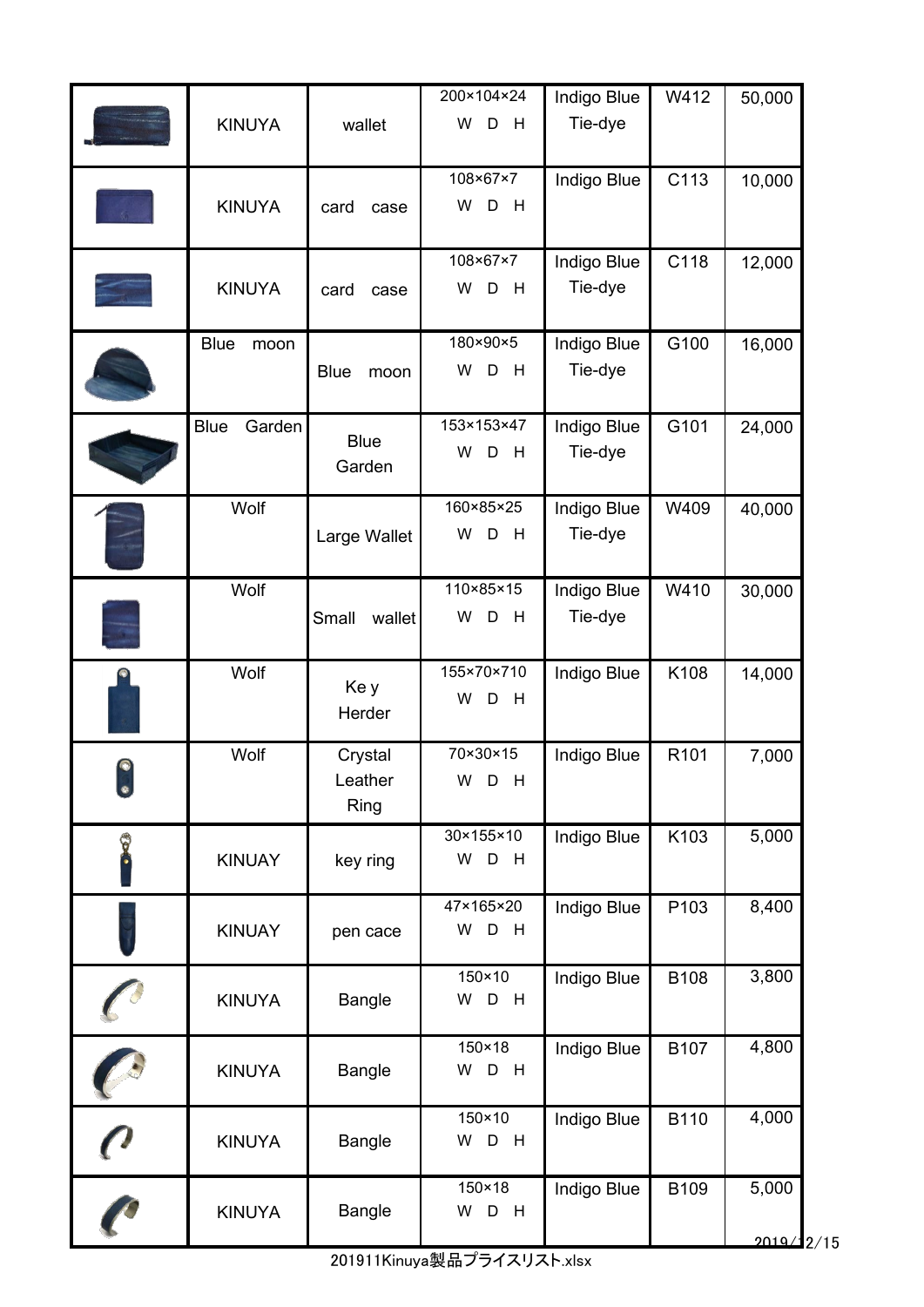| | | | | | | |
|---|---|---|---|---|---|---|
| | KINUYA | wallet | 200×104×24 W D H | Indigo Blue Tie-dye | W412 | 50,000 |
| | KINUYA | card case | 108×67×7 W D H | Indigo Blue | C113 | 10,000 |
| | KINUYA | card case | 108×67×7 W D H | Indigo Blue Tie-dye | C118 | 12,000 |
| | Blue moon | Blue moon | 180×90×5 W D H | Indigo Blue Tie-dye | G100 | 16,000 |
| | Blue Garden | Blue Garden | 153×153×47 W D H | Indigo Blue Tie-dye | G101 | 24,000 |
| | Wolf | Large Wallet | 160×85×25 W D H | Indigo Blue Tie-dye | W409 | 40,000 |
| | Wolf | Small wallet | 110×85×15 W D H | Indigo Blue Tie-dye | W410 | 30,000 |
| | Wolf | Ke y Herder | 155×70×710 W D H | Indigo Blue | K108 | 14,000 |
| | Wolf | Crystal Leather Ring | 70×30×15 W D H | Indigo Blue | R101 | 7,000 |
| | KINUAY | key ring | 30×155×10 W D H | Indigo Blue | K103 | 5,000 |
| | KINUAY | pen cace | 47×165×20 W D H | Indigo Blue | P103 | 8,400 |
| | KINUYA | Bangle | 150×10 W D H | Indigo Blue | B108 | 3,800 |
| | KINUYA | Bangle | 150×18 W D H | Indigo Blue | B107 | 4,800 |
| | KINUYA | Bangle | 150×10 W D H | Indigo Blue | B110 | 4,000 |
| | KINUYA | Bangle | 150×18 W D H | Indigo Blue | B109 | 5,000 |

2019/12/15

201911Kinuya製品プライスリスト.xlsx